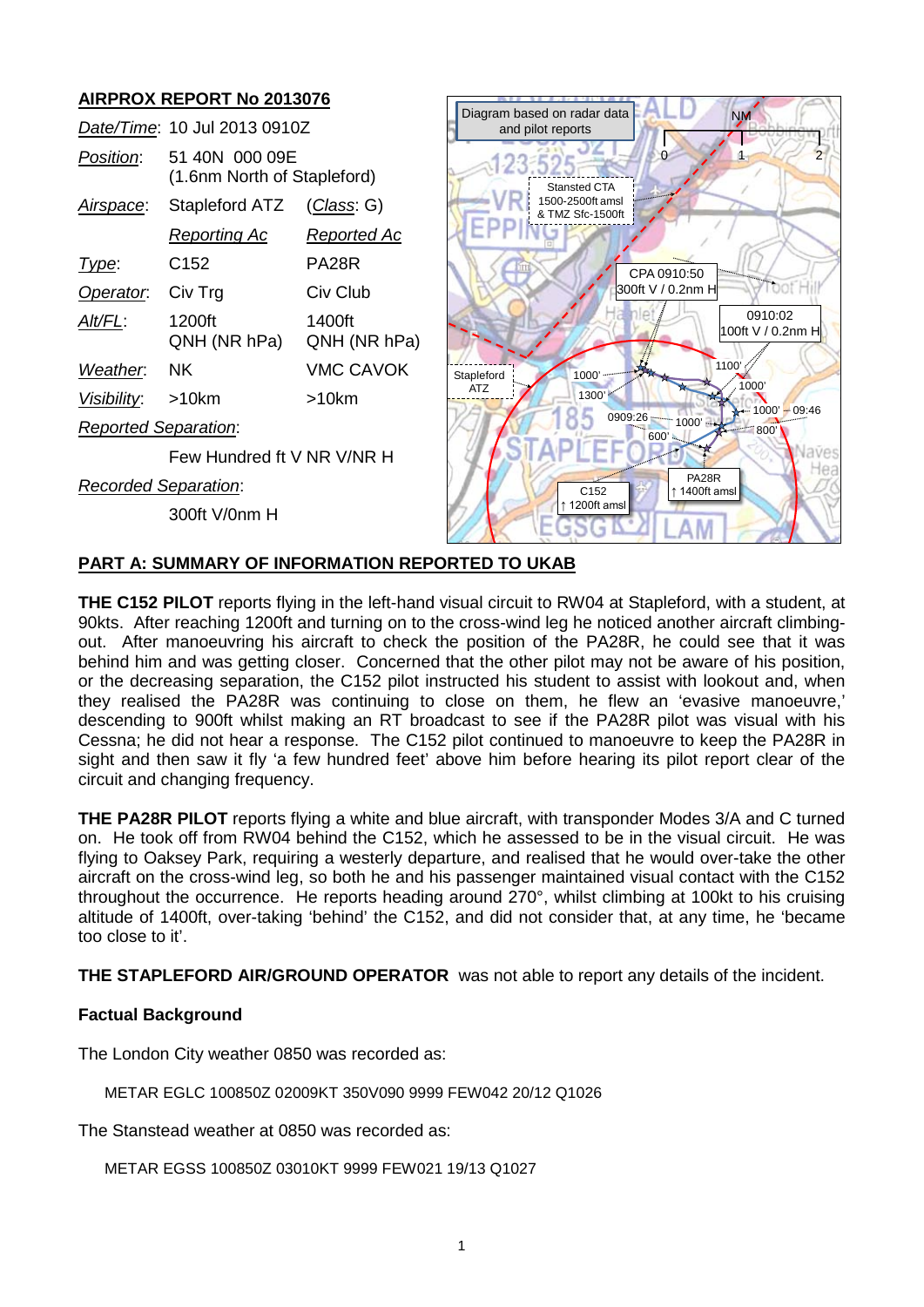## AIRPROX REPORT No 2013076

| | | |
|---|---|---|
| *Date/Time*: | 10 Jul 2013 0910Z | |
| *Position*: | 51 40N 000 09E (1.6nm North of Stapleford) | |
| *Airspace*: | Stapleford ATZ | (*Class*: G) |
| | *Reporting Ac* | *Reported Ac* |
| *Type*: | C152 | PA28R |
| *Operator*: | Civ Trg | Civ Club |
| *Alt/FL*: | 1200ft QNH (NR hPa) | 1400ft QNH (NR hPa) |
| *Weather*: | NK | VMC CAVOK |
| *Visibility*: | >10km | >10km |
| *Reported Separation*: | | |
| | Few Hundred ft V NR V/NR H | |
| *Recorded Separation*: | | |
| | 300ft V/0nm H | |

## PART A: SUMMARY OF INFORMATION REPORTED TO UKAB

**THE C152 PILOT** reports flying in the left-hand visual circuit to RW04 at Stapleford, with a student, at 90kts. After reaching 1200ft and turning on to the cross-wind leg he noticed another aircraft climbing-out. After manoeuvring his aircraft to check the position of the PA28R, he could see that it was behind him and was getting closer. Concerned that the other pilot may not be aware of his position, or the decreasing separation, the C152 pilot instructed his student to assist with lookout and, when they realised the PA28R was continuing to close on them, he flew an 'evasive manoeuvre,' descending to 900ft whilst making an RT broadcast to see if the PA28R pilot was visual with his Cessna; he did not hear a response. The C152 pilot continued to manoeuvre to keep the PA28R in sight and then saw it fly 'a few hundred feet' above him before hearing its pilot report clear of the circuit and changing frequency.

**THE PA28R PILOT** reports flying a white and blue aircraft, with transponder Modes 3/A and C turned on. He took off from RW04 behind the C152, which he assessed to be in the visual circuit. He was flying to Oaksey Park, requiring a westerly departure, and realised that he would over-take the other aircraft on the cross-wind leg, so both he and his passenger maintained visual contact with the C152 throughout the occurrence. He reports heading around 270°, whilst climbing at 100kt to his cruising altitude of 1400ft, over-taking 'behind' the C152, and did not consider that, at any time, he 'became too close to it'.

**THE STAPLEFORD AIR/GROUND OPERATOR** was not able to report any details of the incident.

### Factual Background

The London City weather 0850 was recorded as:

METAR EGLC 100850Z 02009KT 350V090 9999 FEW042 20/12 Q1026

The Stanstead weather at 0850 was recorded as:

METAR EGSS 100850Z 03010KT 9999 FEW021 19/13 Q1027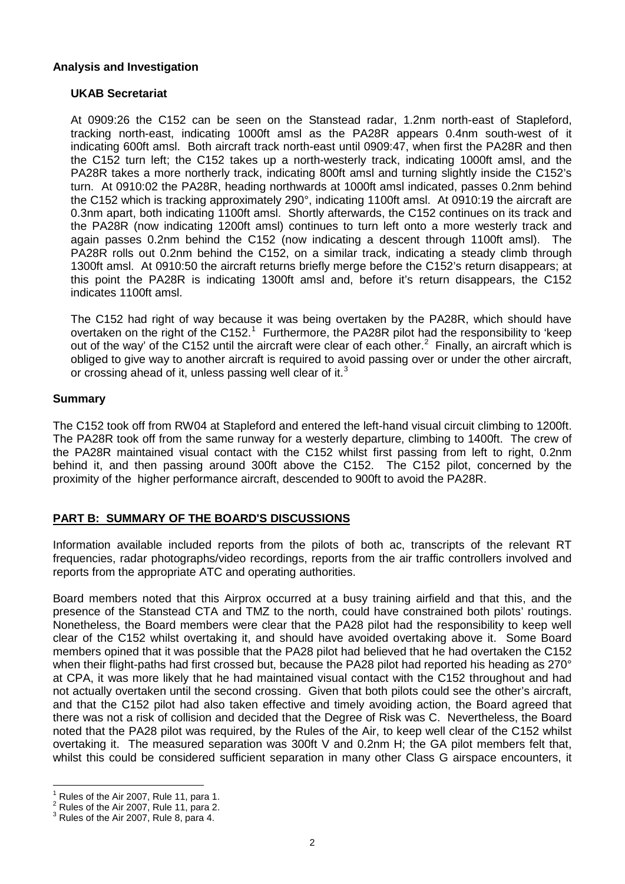**Analysis and Investigation**

**UKAB Secretariat**

At 0909:26 the C152 can be seen on the Stanstead radar, 1.2nm north-east of Stapleford, tracking north-east, indicating 1000ft amsl as the PA28R appears 0.4nm south-west of it indicating 600ft amsl. Both aircraft track north-east until 0909:47, when first the PA28R and then the C152 turn left; the C152 takes up a north-westerly track, indicating 1000ft amsl, and the PA28R takes a more northerly track, indicating 800ft amsl and turning slightly inside the C152's turn. At 0910:02 the PA28R, heading northwards at 1000ft amsl indicated, passes 0.2nm behind the C152 which is tracking approximately 290°, indicating 1100ft amsl. At 0910:19 the aircraft are 0.3nm apart, both indicating 1100ft amsl. Shortly afterwards, the C152 continues on its track and the PA28R (now indicating 1200ft amsl) continues to turn left onto a more westerly track and again passes 0.2nm behind the C152 (now indicating a descent through 1100ft amsl). The PA28R rolls out 0.2nm behind the C152, on a similar track, indicating a steady climb through 1300ft amsl. At 0910:50 the aircraft returns briefly merge before the C152's return disappears; at this point the PA28R is indicating 1300ft amsl and, before it's return disappears, the C152 indicates 1100ft amsl.

The C152 had right of way because it was being overtaken by the PA28R, which should have overtaken on the right of the C152.[1] Furthermore, the PA28R pilot had the responsibility to 'keep out of the way' of the C152 until the aircraft were clear of each other.[2] Finally, an aircraft which is obliged to give way to another aircraft is required to avoid passing over or under the other aircraft, or crossing ahead of it, unless passing well clear of it.[3]

**Summary**

The C152 took off from RW04 at Stapleford and entered the left-hand visual circuit climbing to 1200ft. The PA28R took off from the same runway for a westerly departure, climbing to 1400ft. The crew of the PA28R maintained visual contact with the C152 whilst first passing from left to right, 0.2nm behind it, and then passing around 300ft above the C152. The C152 pilot, concerned by the proximity of the higher performance aircraft, descended to 900ft to avoid the PA28R.

## PART B: SUMMARY OF THE BOARD'S DISCUSSIONS

Information available included reports from the pilots of both ac, transcripts of the relevant RT frequencies, radar photographs/video recordings, reports from the air traffic controllers involved and reports from the appropriate ATC and operating authorities.

Board members noted that this Airprox occurred at a busy training airfield and that this, and the presence of the Stanstead CTA and TMZ to the north, could have constrained both pilots' routings. Nonetheless, the Board members were clear that the PA28 pilot had the responsibility to keep well clear of the C152 whilst overtaking it, and should have avoided overtaking above it. Some Board members opined that it was possible that the PA28 pilot had believed that he had overtaken the C152 when their flight-paths had first crossed but, because the PA28 pilot had reported his heading as 270° at CPA, it was more likely that he had maintained visual contact with the C152 throughout and had not actually overtaken until the second crossing. Given that both pilots could see the other's aircraft, and that the C152 pilot had also taken effective and timely avoiding action, the Board agreed that there was not a risk of collision and decided that the Degree of Risk was C. Nevertheless, the Board noted that the PA28 pilot was required, by the Rules of the Air, to keep well clear of the C152 whilst overtaking it. The measured separation was 300ft V and 0.2nm H; the GA pilot members felt that, whilst this could be considered sufficient separation in many other Class G airspace encounters, it

[1] Rules of the Air 2007, Rule 11, para 1.
[2] Rules of the Air 2007, Rule 11, para 2.
[3] Rules of the Air 2007, Rule 8, para 4.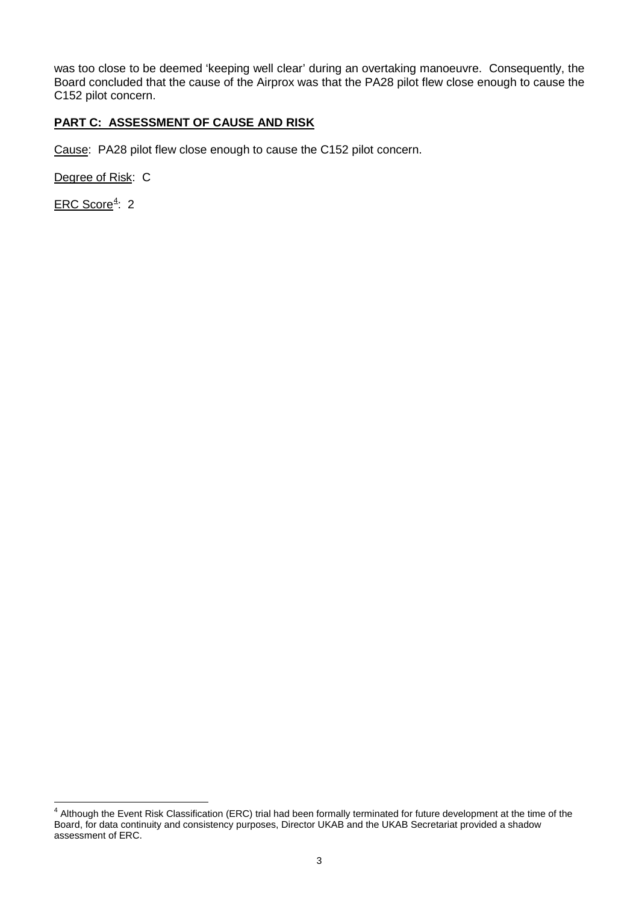was too close to be deemed 'keeping well clear' during an overtaking manoeuvre. Consequently, the Board concluded that the cause of the Airprox was that the PA28 pilot flew close enough to cause the C152 pilot concern.

## PART C: ASSESSMENT OF CAUSE AND RISK

Cause: PA28 pilot flew close enough to cause the C152 pilot concern.

Degree of Risk: C

ERC Score[4]: 2

[4] Although the Event Risk Classification (ERC) trial had been formally terminated for future development at the time of the Board, for data continuity and consistency purposes, Director UKAB and the UKAB Secretariat provided a shadow assessment of ERC.